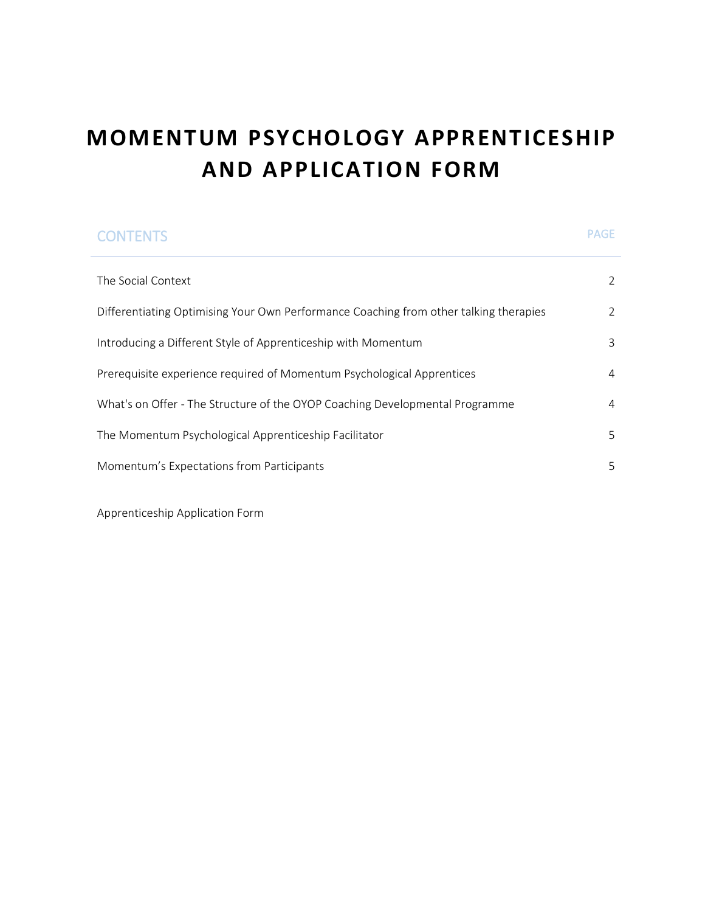# MOMENTUM PSYCHOLOGY APPRENTICESHIP AND APPLICATION FORM

| CONTENTS | PAGE |
| --- | --- |
| The Social Context | 2 |
| Differentiating Optimising Your Own Performance Coaching from other talking therapies | 2 |
| Introducing a Different Style of Apprenticeship with Momentum | 3 |
| Prerequisite experience required of Momentum Psychological Apprentices | 4 |
| What's on Offer - The Structure of the OYOP Coaching Developmental Programme | 4 |
| The Momentum Psychological Apprenticeship Facilitator | 5 |
| Momentum's Expectations from Participants | 5 |

Apprenticeship Application Form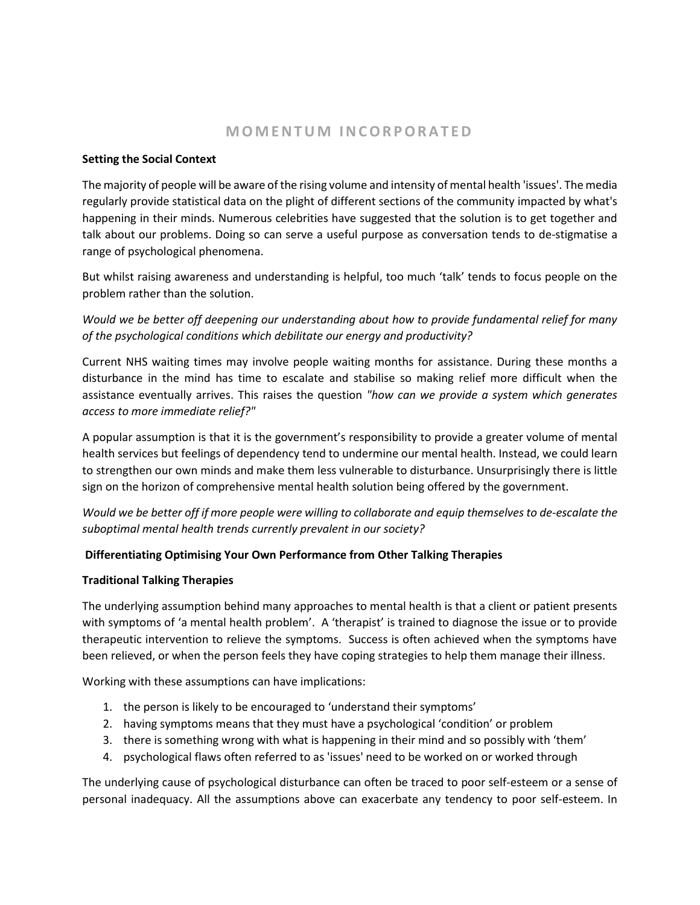# MOMENTUM INCORPORATED

**Setting the Social Context**

The majority of people will be aware of the rising volume and intensity of mental health 'issues'. The media regularly provide statistical data on the plight of different sections of the community impacted by what's happening in their minds. Numerous celebrities have suggested that the solution is to get together and talk about our problems. Doing so can serve a useful purpose as conversation tends to de-stigmatise a range of psychological phenomena.

But whilst raising awareness and understanding is helpful, too much 'talk' tends to focus people on the problem rather than the solution.

*Would we be better off deepening our understanding about how to provide fundamental relief for many of the psychological conditions which debilitate our energy and productivity?*

Current NHS waiting times may involve people waiting months for assistance. During these months a disturbance in the mind has time to escalate and stabilise so making relief more difficult when the assistance eventually arrives. This raises the question *"how can we provide a system which generates access to more immediate relief?"*

A popular assumption is that it is the government's responsibility to provide a greater volume of mental health services but feelings of dependency tend to undermine our mental health. Instead, we could learn to strengthen our own minds and make them less vulnerable to disturbance. Unsurprisingly there is little sign on the horizon of comprehensive mental health solution being offered by the government.

*Would we be better off if more people were willing to collaborate and equip themselves to de-escalate the suboptimal mental health trends currently prevalent in our society?*

**Differentiating Optimising Your Own Performance from Other Talking Therapies**

**Traditional Talking Therapies**

The underlying assumption behind many approaches to mental health is that a client or patient presents with symptoms of 'a mental health problem'. A 'therapist' is trained to diagnose the issue or to provide therapeutic intervention to relieve the symptoms. Success is often achieved when the symptoms have been relieved, or when the person feels they have coping strategies to help them manage their illness.

Working with these assumptions can have implications:

1. the person is likely to be encouraged to 'understand their symptoms'
2. having symptoms means that they must have a psychological 'condition' or problem
3. there is something wrong with what is happening in their mind and so possibly with 'them'
4. psychological flaws often referred to as 'issues' need to be worked on or worked through

The underlying cause of psychological disturbance can often be traced to poor self-esteem or a sense of personal inadequacy. All the assumptions above can exacerbate any tendency to poor self-esteem. In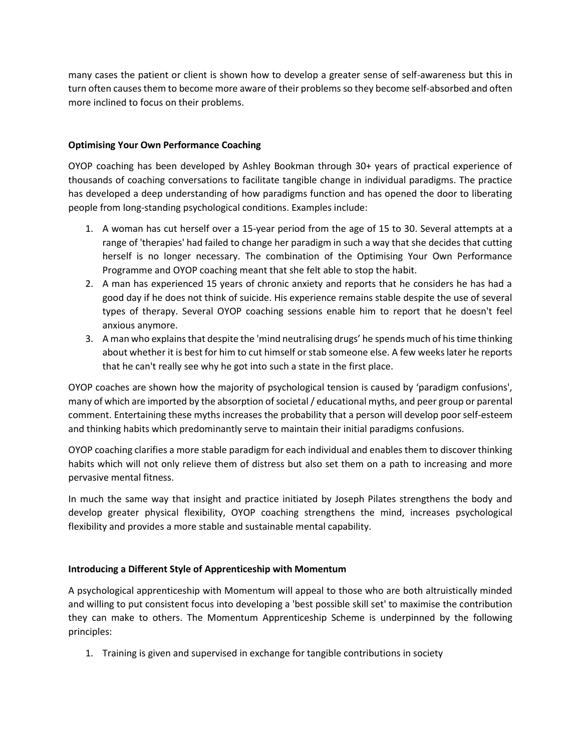many cases the patient or client is shown how to develop a greater sense of self-awareness but this in turn often causes them to become more aware of their problems so they become self-absorbed and often more inclined to focus on their problems.

**Optimising Your Own Performance Coaching**

OYOP coaching has been developed by Ashley Bookman through 30+ years of practical experience of thousands of coaching conversations to facilitate tangible change in individual paradigms. The practice has developed a deep understanding of how paradigms function and has opened the door to liberating people from long-standing psychological conditions. Examples include:

1. A woman has cut herself over a 15-year period from the age of 15 to 30. Several attempts at a range of 'therapies' had failed to change her paradigm in such a way that she decides that cutting herself is no longer necessary. The combination of the Optimising Your Own Performance Programme and OYOP coaching meant that she felt able to stop the habit.
2. A man has experienced 15 years of chronic anxiety and reports that he considers he has had a good day if he does not think of suicide. His experience remains stable despite the use of several types of therapy. Several OYOP coaching sessions enable him to report that he doesn't feel anxious anymore.
3. A man who explains that despite the 'mind neutralising drugs' he spends much of his time thinking about whether it is best for him to cut himself or stab someone else. A few weeks later he reports that he can't really see why he got into such a state in the first place.

OYOP coaches are shown how the majority of psychological tension is caused by 'paradigm confusions', many of which are imported by the absorption of societal / educational myths, and peer group or parental comment. Entertaining these myths increases the probability that a person will develop poor self-esteem and thinking habits which predominantly serve to maintain their initial paradigms confusions.

OYOP coaching clarifies a more stable paradigm for each individual and enables them to discover thinking habits which will not only relieve them of distress but also set them on a path to increasing and more pervasive mental fitness.

In much the same way that insight and practice initiated by Joseph Pilates strengthens the body and develop greater physical flexibility, OYOP coaching strengthens the mind, increases psychological flexibility and provides a more stable and sustainable mental capability.

**Introducing a Different Style of Apprenticeship with Momentum**

A psychological apprenticeship with Momentum will appeal to those who are both altruistically minded and willing to put consistent focus into developing a 'best possible skill set' to maximise the contribution they can make to others. The Momentum Apprenticeship Scheme is underpinned by the following principles:

1. Training is given and supervised in exchange for tangible contributions in society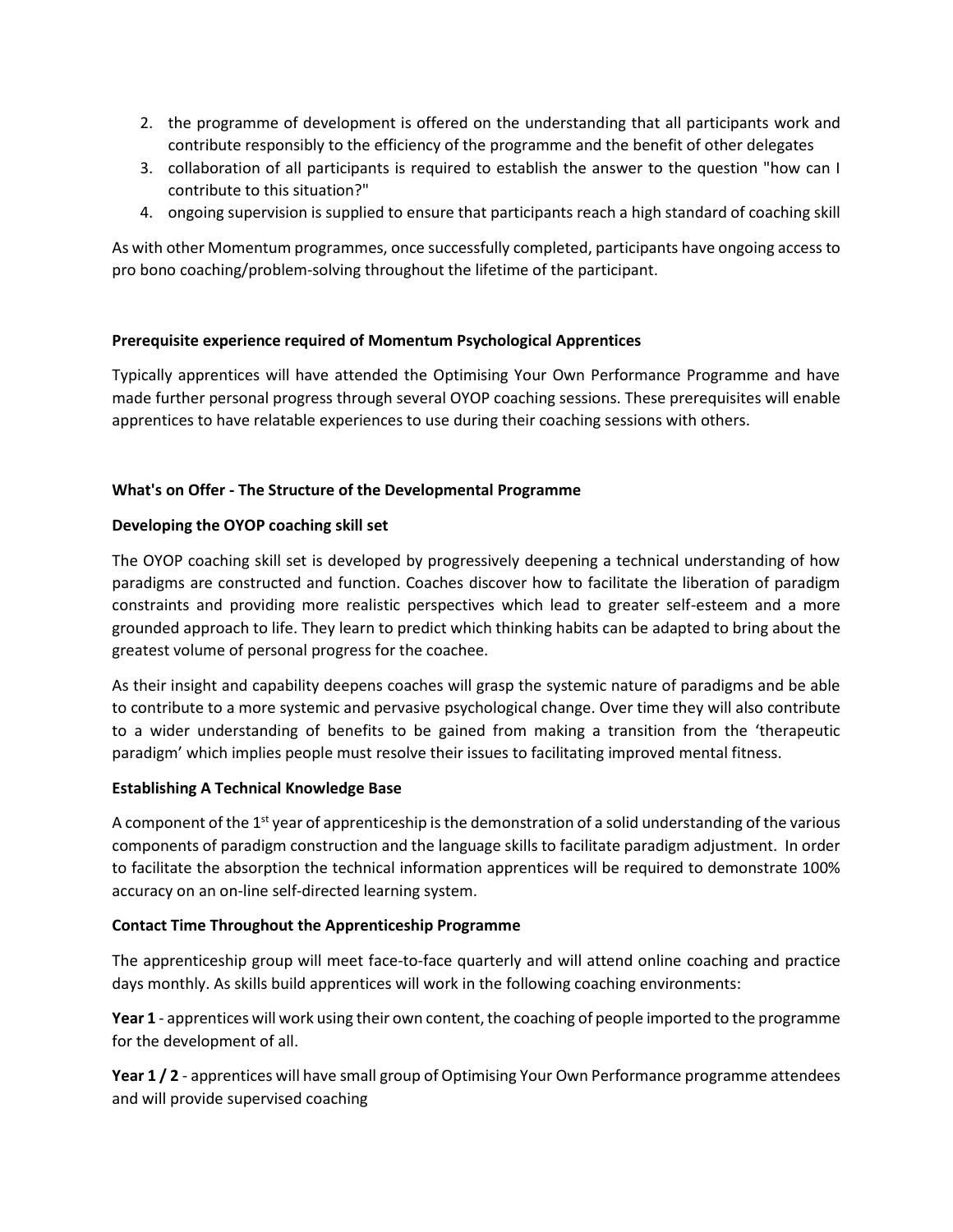2. the programme of development is offered on the understanding that all participants work and contribute responsibly to the efficiency of the programme and the benefit of other delegates
3. collaboration of all participants is required to establish the answer to the question "how can I contribute to this situation?"
4. ongoing supervision is supplied to ensure that participants reach a high standard of coaching skill

As with other Momentum programmes, once successfully completed, participants have ongoing access to pro bono coaching/problem-solving throughout the lifetime of the participant.

**Prerequisite experience required of Momentum Psychological Apprentices**

Typically apprentices will have attended the Optimising Your Own Performance Programme and have made further personal progress through several OYOP coaching sessions. These prerequisites will enable apprentices to have relatable experiences to use during their coaching sessions with others.

**What's on Offer - The Structure of the Developmental Programme**

**Developing the OYOP coaching skill set**

The OYOP coaching skill set is developed by progressively deepening a technical understanding of how paradigms are constructed and function. Coaches discover how to facilitate the liberation of paradigm constraints and providing more realistic perspectives which lead to greater self-esteem and a more grounded approach to life. They learn to predict which thinking habits can be adapted to bring about the greatest volume of personal progress for the coachee.

As their insight and capability deepens coaches will grasp the systemic nature of paradigms and be able to contribute to a more systemic and pervasive psychological change. Over time they will also contribute to a wider understanding of benefits to be gained from making a transition from the 'therapeutic paradigm' which implies people must resolve their issues to facilitating improved mental fitness.

**Establishing A Technical Knowledge Base**

A component of the 1st year of apprenticeship is the demonstration of a solid understanding of the various components of paradigm construction and the language skills to facilitate paradigm adjustment. In order to facilitate the absorption the technical information apprentices will be required to demonstrate 100% accuracy on an on-line self-directed learning system.

**Contact Time Throughout the Apprenticeship Programme**

The apprenticeship group will meet face-to-face quarterly and will attend online coaching and practice days monthly. As skills build apprentices will work in the following coaching environments:

**Year 1** - apprentices will work using their own content, the coaching of people imported to the programme for the development of all.

**Year 1 / 2** - apprentices will have small group of Optimising Your Own Performance programme attendees and will provide supervised coaching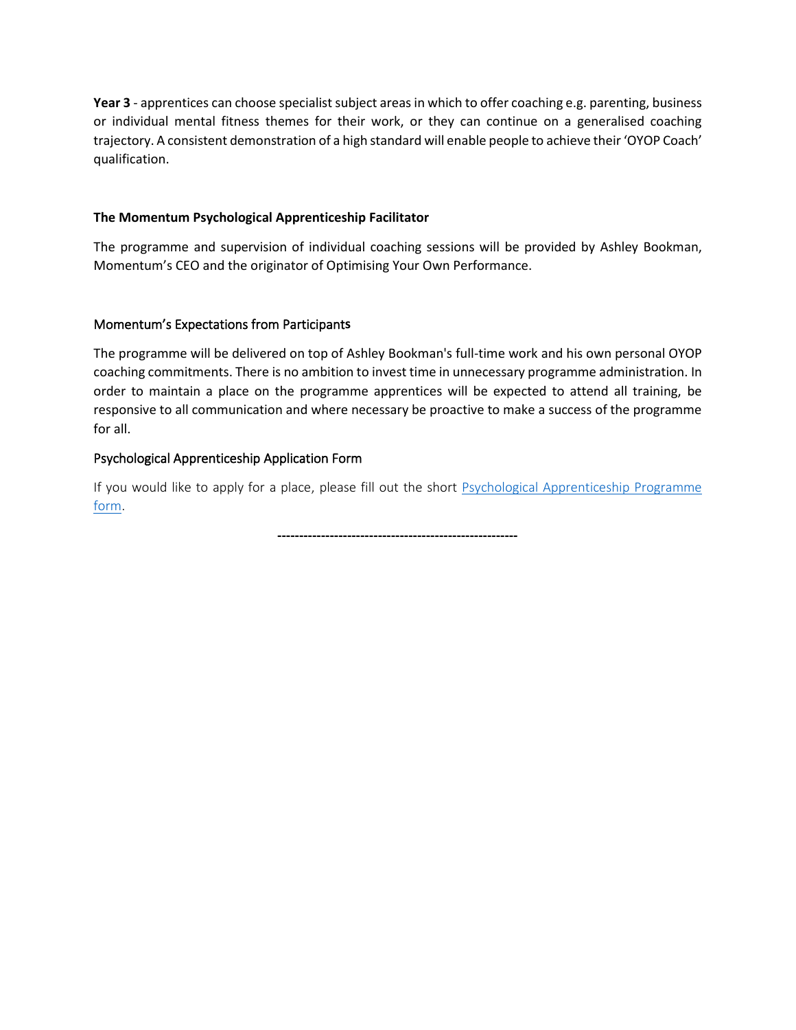**Year 3** - apprentices can choose specialist subject areas in which to offer coaching e.g. parenting, business or individual mental fitness themes for their work, or they can continue on a generalised coaching trajectory. A consistent demonstration of a high standard will enable people to achieve their 'OYOP Coach' qualification.

**The Momentum Psychological Apprenticeship Facilitator**

The programme and supervision of individual coaching sessions will be provided by Ashley Bookman, Momentum's CEO and the originator of Optimising Your Own Performance.

## Momentum's Expectations from Participants

The programme will be delivered on top of Ashley Bookman's full-time work and his own personal OYOP coaching commitments. There is no ambition to invest time in unnecessary programme administration. In order to maintain a place on the programme apprentices will be expected to attend all training, be responsive to all communication and where necessary be proactive to make a success of the programme for all.

## Psychological Apprenticeship Application Form

If you would like to apply for a place, please fill out the short Psychological Apprenticeship Programme form.

**-------------------------------------------------------**